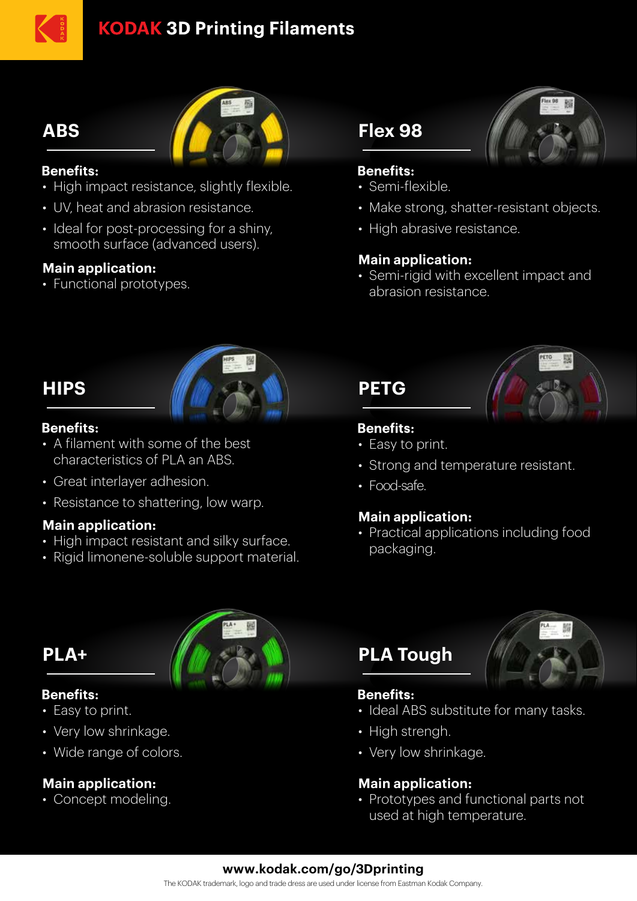# KODAK 3D Printing Filaments

## ABS

**Benefits:**

- High impact resistance, slightly flexible.
- UV, heat and abrasion resistance.
- Ideal for post-processing for a shiny, smooth surface (advanced users).

**Main application:**

- Functional prototypes.

## Flex 98

**Benefits:**

- Semi-flexible.
- Make strong, shatter-resistant objects.
- High abrasive resistance.

**Main application:**

- Semi-rigid with excellent impact and abrasion resistance.

## HIPS

**Benefits:**

- A filament with some of the best characteristics of PLA an ABS.
- Great interlayer adhesion.
- Resistance to shattering, low warp.

**Main application:**

- High impact resistant and silky surface.
- Rigid limonene-soluble support material.

## PETG

**Benefits:**

- Easy to print.
- Strong and temperature resistant.
- Food-safe.

**Main application:**

- Practical applications including food packaging.

## PLA+

**Benefits:**

- Easy to print.
- Very low shrinkage.
- Wide range of colors.

**Main application:**

- Concept modeling.

## PLA Tough

**Benefits:**

- Ideal ABS substitute for many tasks.
- High strengh.
- Very low shrinkage.

**Main application:**

- Prototypes and functional parts not used at high temperature.

**www.kodak.com/go/3Dprinting**

The KODAK trademark, logo and trade dress are used under license from Eastman Kodak Company.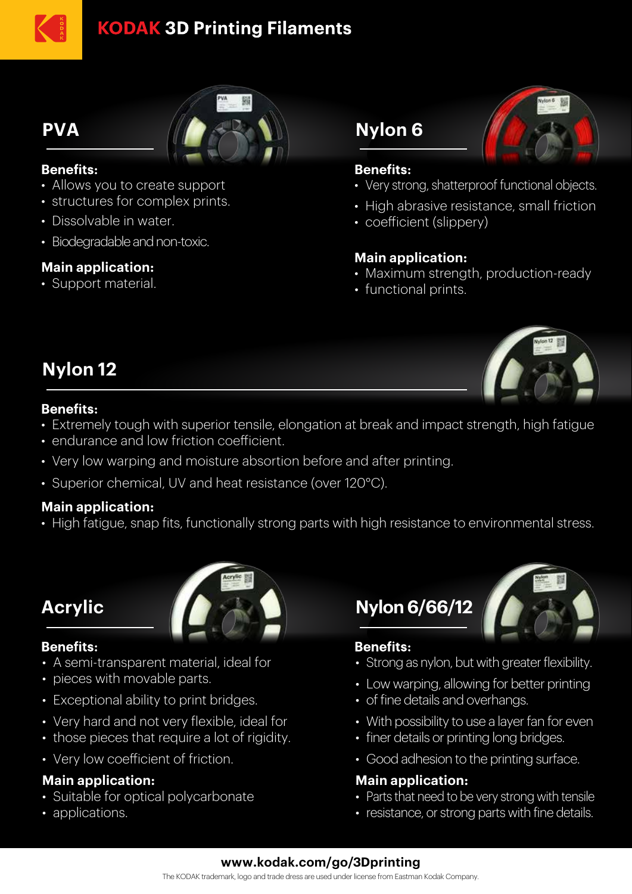# KODAK 3D Printing Filaments

## PVA

**Benefits:**

- Allows you to create support structures for complex prints.
- Dissolvable in water.
- Biodegradable and non-toxic.

**Main application:**

- Support material.

## Nylon 6

**Benefits:**

- Very strong, shatterproof functional objects.
- High abrasive resistance, small friction coefficient (slippery)

**Main application:**

- Maximum strength, production-ready functional prints.

## Nylon 12

**Benefits:**

- Extremely tough with superior tensile, elongation at break and impact strength, high fatigue endurance and low friction coefficient.
- Very low warping and moisture absorption before and after printing.
- Superior chemical, UV and heat resistance (over 120°C).

**Main application:**

- High fatigue, snap fits, functionally strong parts with high resistance to environmental stress.

## Acrylic

**Benefits:**

- A semi-transparent material, ideal for pieces with movable parts.
- Exceptional ability to print bridges.
- Very hard and not very flexible, ideal for those pieces that require a lot of rigidity.
- Very low coefficient of friction.

**Main application:**

- Suitable for optical polycarbonate applications.

## Nylon 6/66/12

**Benefits:**

- Strong as nylon, but with greater flexibility.
- Low warping, allowing for better printing of fine details and overhangs.
- With possibility to use a layer fan for even finer details or printing long bridges.
- Good adhesion to the printing surface.

**Main application:**

- Parts that need to be very strong with tensile resistance, or strong parts with fine details.

**www.kodak.com/go/3Dprinting**

The KODAK trademark, logo and trade dress are used under license from Eastman Kodak Company.